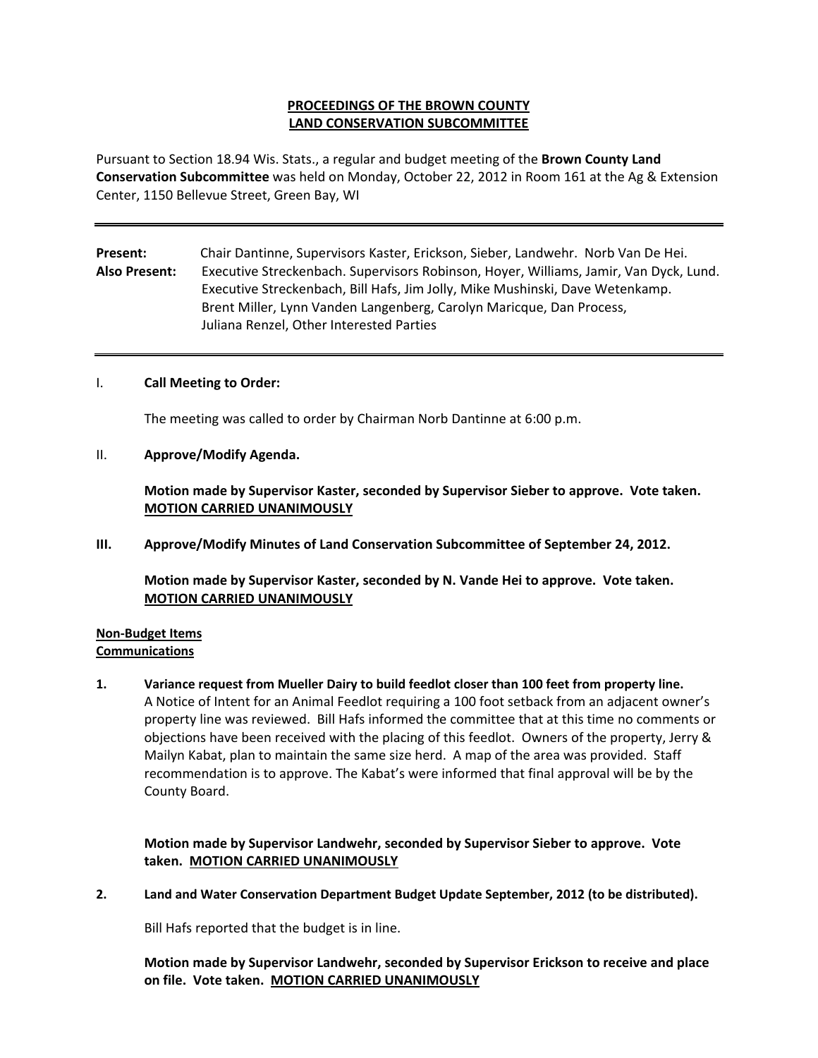**PROCEEDINGS OF THE BROWN COUNTY LAND CONSERVATION SUBCOMMITTEE**

Pursuant to Section 18.94 Wis. Stats., a regular and budget meeting of the **Brown County Land Conservation Subcommittee** was held on Monday, October 22, 2012 in Room 161 at the Ag & Extension Center, 1150 Bellevue Street, Green Bay, WI

---

**Present:** Chair Dantinne, Supervisors Kaster, Erickson, Sieber, Landwehr. Norb Van De Hei.

**Also Present:** Executive Streckenbach. Supervisors Robinson, Hoyer, Williams, Jamir, Van Dyck, Lund. Executive Streckenbach, Bill Hafs, Jim Jolly, Mike Mushinski, Dave Wetenkamp. Brent Miller, Lynn Vanden Langenberg, Carolyn Maricque, Dan Process, Juliana Renzel, Other Interested Parties

---

I. **Call Meeting to Order:**

The meeting was called to order by Chairman Norb Dantinne at 6:00 p.m.

II. **Approve/Modify Agenda.**

**Motion made by Supervisor Kaster, seconded by Supervisor Sieber to approve. Vote taken. MOTION CARRIED UNANIMOUSLY**

**III. Approve/Modify Minutes of Land Conservation Subcommittee of September 24, 2012.**

**Motion made by Supervisor Kaster, seconded by N. Vande Hei to approve. Vote taken. MOTION CARRIED UNANIMOUSLY**

**Non-Budget Items**

**Communications**

**1. Variance request from Mueller Dairy to build feedlot closer than 100 feet from property line.**

A Notice of Intent for an Animal Feedlot requiring a 100 foot setback from an adjacent owner's property line was reviewed. Bill Hafs informed the committee that at this time no comments or objections have been received with the placing of this feedlot. Owners of the property, Jerry & Mailyn Kabat, plan to maintain the same size herd. A map of the area was provided. Staff recommendation is to approve. The Kabat's were informed that final approval will be by the County Board.

**Motion made by Supervisor Landwehr, seconded by Supervisor Sieber to approve. Vote taken. MOTION CARRIED UNANIMOUSLY**

**2. Land and Water Conservation Department Budget Update September, 2012 (to be distributed).**

Bill Hafs reported that the budget is in line.

**Motion made by Supervisor Landwehr, seconded by Supervisor Erickson to receive and place on file. Vote taken. MOTION CARRIED UNANIMOUSLY**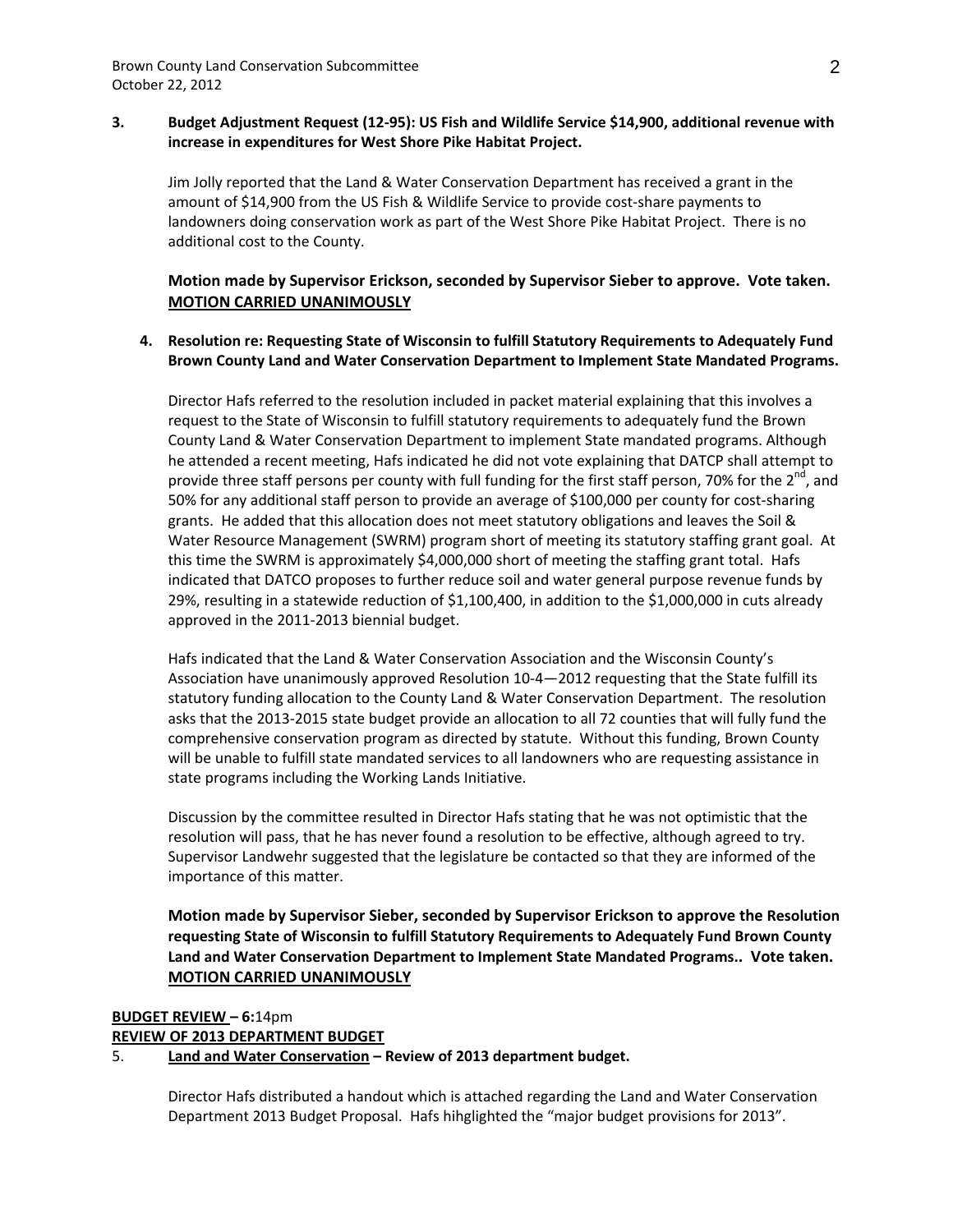**3. Budget Adjustment Request (12-95): US Fish and Wildlife Service $14,900, additional revenue with increase in expenditures for West Shore Pike Habitat Project.**

Jim Jolly reported that the Land & Water Conservation Department has received a grant in the amount of $14,900 from the US Fish & Wildlife Service to provide cost-share payments to landowners doing conservation work as part of the West Shore Pike Habitat Project. There is no additional cost to the County.

**Motion made by Supervisor Erickson, seconded by Supervisor Sieber to approve. Vote taken. <u>MOTION CARRIED UNANIMOUSLY</u>**

**4. Resolution re: Requesting State of Wisconsin to fulfill Statutory Requirements to Adequately Fund Brown County Land and Water Conservation Department to Implement State Mandated Programs.**

Director Hafs referred to the resolution included in packet material explaining that this involves a request to the State of Wisconsin to fulfill statutory requirements to adequately fund the Brown County Land & Water Conservation Department to implement State mandated programs. Although he attended a recent meeting, Hafs indicated he did not vote explaining that DATCP shall attempt to provide three staff persons per county with full funding for the first staff person, 70% for the 2nd, and 50% for any additional staff person to provide an average of $100,000 per county for cost-sharing grants. He added that this allocation does not meet statutory obligations and leaves the Soil & Water Resource Management (SWRM) program short of meeting its statutory staffing grant goal. At this time the SWRM is approximately $4,000,000 short of meeting the staffing grant total. Hafs indicated that DATCO proposes to further reduce soil and water general purpose revenue funds by 29%, resulting in a statewide reduction of $1,100,400, in addition to the $1,000,000 in cuts already approved in the 2011-2013 biennial budget.

Hafs indicated that the Land & Water Conservation Association and the Wisconsin County's Association have unanimously approved Resolution 10-4—2012 requesting that the State fulfill its statutory funding allocation to the County Land & Water Conservation Department. The resolution asks that the 2013-2015 state budget provide an allocation to all 72 counties that will fully fund the comprehensive conservation program as directed by statute. Without this funding, Brown County will be unable to fulfill state mandated services to all landowners who are requesting assistance in state programs including the Working Lands Initiative.

Discussion by the committee resulted in Director Hafs stating that he was not optimistic that the resolution will pass, that he has never found a resolution to be effective, although agreed to try. Supervisor Landwehr suggested that the legislature be contacted so that they are informed of the importance of this matter.

**Motion made by Supervisor Sieber, seconded by Supervisor Erickson to approve the Resolution requesting State of Wisconsin to fulfill Statutory Requirements to Adequately Fund Brown County Land and Water Conservation Department to Implement State Mandated Programs.. Vote taken. <u>MOTION CARRIED UNANIMOUSLY</u>**

**<u>BUDGET REVIEW</u> – 6:**14pm

**<u>REVIEW OF 2013 DEPARTMENT BUDGET</u>**

5. **<u>Land and Water Conservation</u> – Review of 2013 department budget.**

Director Hafs distributed a handout which is attached regarding the Land and Water Conservation Department 2013 Budget Proposal. Hafs hihglighted the "major budget provisions for 2013".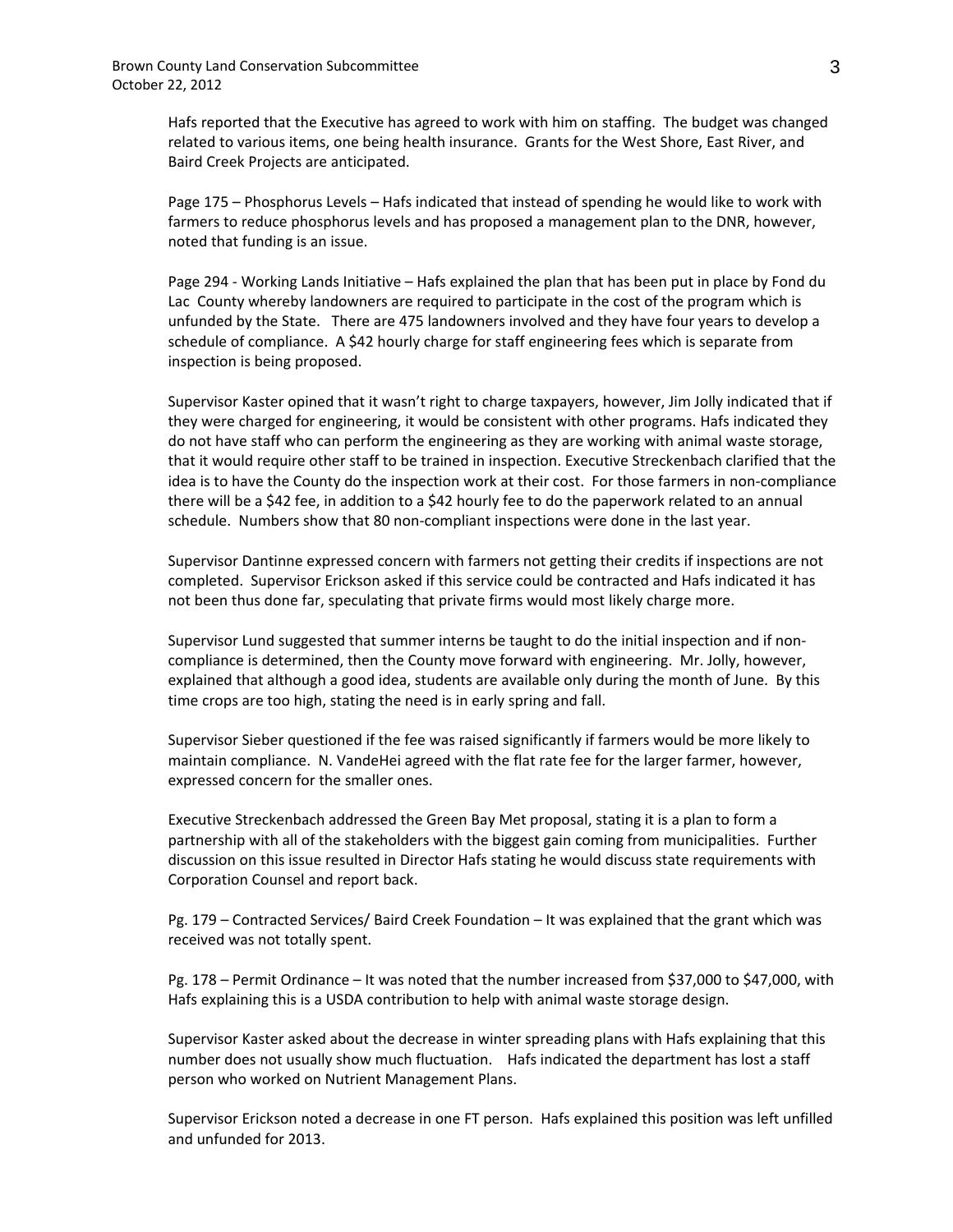Hafs reported that the Executive has agreed to work with him on staffing. The budget was changed related to various items, one being health insurance. Grants for the West Shore, East River, and Baird Creek Projects are anticipated.

Page 175 – Phosphorus Levels – Hafs indicated that instead of spending he would like to work with farmers to reduce phosphorus levels and has proposed a management plan to the DNR, however, noted that funding is an issue.

Page 294 - Working Lands Initiative – Hafs explained the plan that has been put in place by Fond du Lac County whereby landowners are required to participate in the cost of the program which is unfunded by the State. There are 475 landowners involved and they have four years to develop a schedule of compliance. A $42 hourly charge for staff engineering fees which is separate from inspection is being proposed.

Supervisor Kaster opined that it wasn't right to charge taxpayers, however, Jim Jolly indicated that if they were charged for engineering, it would be consistent with other programs. Hafs indicated they do not have staff who can perform the engineering as they are working with animal waste storage, that it would require other staff to be trained in inspection. Executive Streckenbach clarified that the idea is to have the County do the inspection work at their cost. For those farmers in non-compliance there will be a $42 fee, in addition to a $42 hourly fee to do the paperwork related to an annual schedule. Numbers show that 80 non-compliant inspections were done in the last year.

Supervisor Dantinne expressed concern with farmers not getting their credits if inspections are not completed. Supervisor Erickson asked if this service could be contracted and Hafs indicated it has not been thus done far, speculating that private firms would most likely charge more.

Supervisor Lund suggested that summer interns be taught to do the initial inspection and if non-compliance is determined, then the County move forward with engineering. Mr. Jolly, however, explained that although a good idea, students are available only during the month of June. By this time crops are too high, stating the need is in early spring and fall.

Supervisor Sieber questioned if the fee was raised significantly if farmers would be more likely to maintain compliance. N. VandeHei agreed with the flat rate fee for the larger farmer, however, expressed concern for the smaller ones.

Executive Streckenbach addressed the Green Bay Met proposal, stating it is a plan to form a partnership with all of the stakeholders with the biggest gain coming from municipalities. Further discussion on this issue resulted in Director Hafs stating he would discuss state requirements with Corporation Counsel and report back.

Pg. 179 – Contracted Services/ Baird Creek Foundation – It was explained that the grant which was received was not totally spent.

Pg. 178 – Permit Ordinance – It was noted that the number increased from $37,000 to $47,000, with Hafs explaining this is a USDA contribution to help with animal waste storage design.

Supervisor Kaster asked about the decrease in winter spreading plans with Hafs explaining that this number does not usually show much fluctuation. Hafs indicated the department has lost a staff person who worked on Nutrient Management Plans.

Supervisor Erickson noted a decrease in one FT person. Hafs explained this position was left unfilled and unfunded for 2013.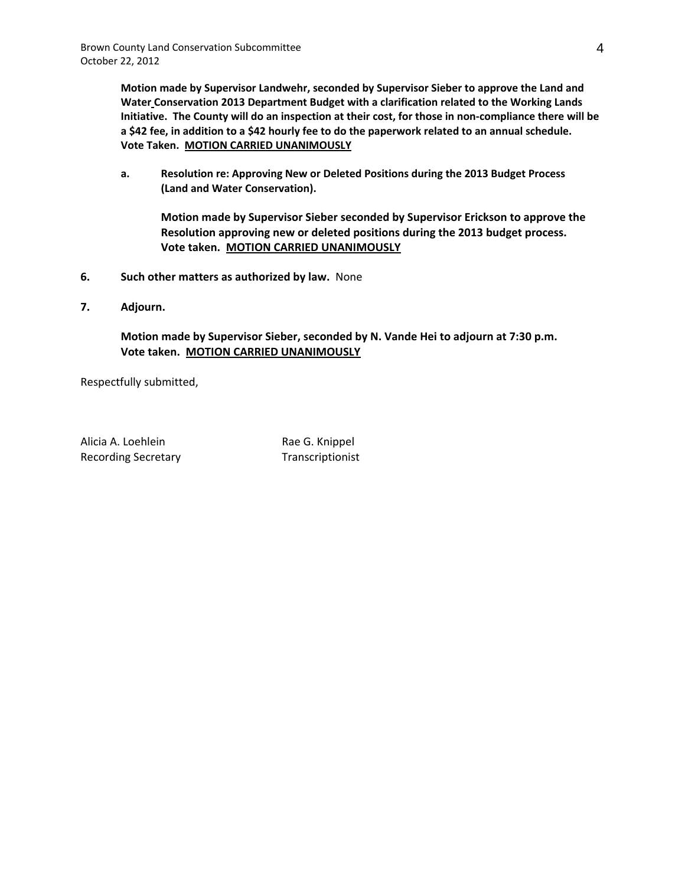**Motion made by Supervisor Landwehr, seconded by Supervisor Sieber to approve the Land and Water Conservation 2013 Department Budget with a clarification related to the Working Lands Initiative. The County will do an inspection at their cost, for those in non-compliance there will be a $42 fee, in addition to a $42 hourly fee to do the paperwork related to an annual schedule. Vote Taken. <u>MOTION CARRIED UNANIMOUSLY</u>**

**a. Resolution re: Approving New or Deleted Positions during the 2013 Budget Process (Land and Water Conservation).**

**Motion made by Supervisor Sieber seconded by Supervisor Erickson to approve the Resolution approving new or deleted positions during the 2013 budget process. Vote taken. <u>MOTION CARRIED UNANIMOUSLY</u>**

**6. Such other matters as authorized by law.** None

**7. Adjourn.**

**Motion made by Supervisor Sieber, seconded by N. Vande Hei to adjourn at 7:30 p.m. Vote taken. <u>MOTION CARRIED UNANIMOUSLY</u>**

Respectfully submitted,

Alicia A. Loehlein
Recording Secretary

Rae G. Knippel
Transcriptionist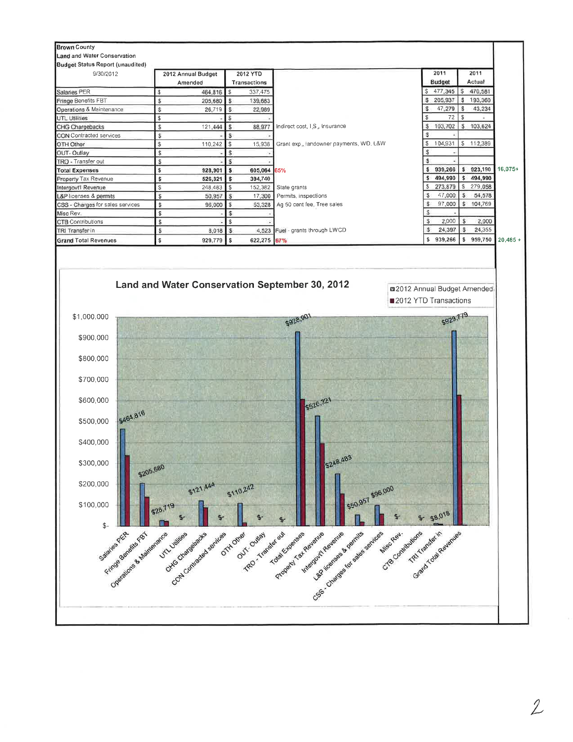**Brown County**
**Land and Water Conservation**
**Budget Status Report (unaudited)**
9/30/2012

| | 2012 Annual Budget Amended | 2012 YTD Transactions | | 2011 Budget | 2011 Actual | |
|---|---|---|---|---|---|---|
| Salaries PER | $ 464,816 | $ 337,475 | | $ 477,345 | $ 470,581 | |
| Fringe Benefits FBT | $ 205,680 | $ 139,683 | | $ 205,937 | $ 193,360 | |
| Operations & Maintenance | $ 26,719 | $ 22,989 | | $ 47,279 | $ 43,234 | |
| UTL Utilities | $ - | $ - | | $ 72 | $ - | |
| CHG Chargebacks | $ 121,444 | $ 88,977 | Indirect cost, I.S., Insurance | $ 103,702 | $ 103,624 | |
| CON Contracted services | $ - | $ - | | $ - | | |
| OTH Other | $ 110,242 | $ 15,938 | Grant exp., landowner payments, WD, L&W | $ 104,931 | $ 112,389 | |
| OUT- Outlay | $ - | $ - | | $ - | | |
| TRO - Transfer out | $ - | $ - | | $ - | | |
| **Total Expenses** | **$ 928,901** | **$ 605,064** | 65% | **$ 939,266** | **$ 923,190** | 16,075+ |
| Property Tax Revenue | **$ 526,321** | **$ 394,740** | | **$ 494,990** | **$ 494,990** | |
| Intergov't Revenue | $ 248,483 | $ 152,382 | State grants | $ 273,879 | $ 279,058 | |
| L&P licenses & permits | $ 50,957 | $ 17,300 | Permits, inspections | $ 47,000 | $ 54,578 | |
| CSS - Charges for sales services | $ 96,000 | $ 53,328 | Ag 50 cent fee, Tree sales | $ 97,000 | $ 104,769 | |
| Misc Rev. | $ - | $ - | | $ - | | |
| CTB Contributions | $ - | $ - | | $ 2,000 | $ 2,000 | |
| TRI Transfer in | $ 8,018 | $ 4,523 | Fuel - grants through LWCD | $ 24,397 | $ 24,355 | |
| **Grand Total Revenues** | **$ 929,779** | **$ 622,275** | 67% | **$ 939,266** | **$ 959,750** | 20,485 + |

**Land and Water Conservation September 30, 2012**

Legend: 2012 Annual Budget Amended; 2012 YTD Transactions

Chart bar labels: Salaries PER $464,816; Fringe Benefits FBT $205,680; Operations & Maintenance $26,719; UTL Utilities $-; CHG Chargebacks $121,444; CON Contracted services $-; OTH Other $110,242; OUT- Outlay $-; TRO - Transfer out $-; Total Expenses $928,901; Property Tax Revenue $526,321; Intergov't Revenue $248,483; L&P licenses & permits $50,957; CSS - Charges for sales services $96,000; Misc Rev. $-; CTB Contributions $-; TRI Transfer in $8,018; Grand Total Revenues $929,779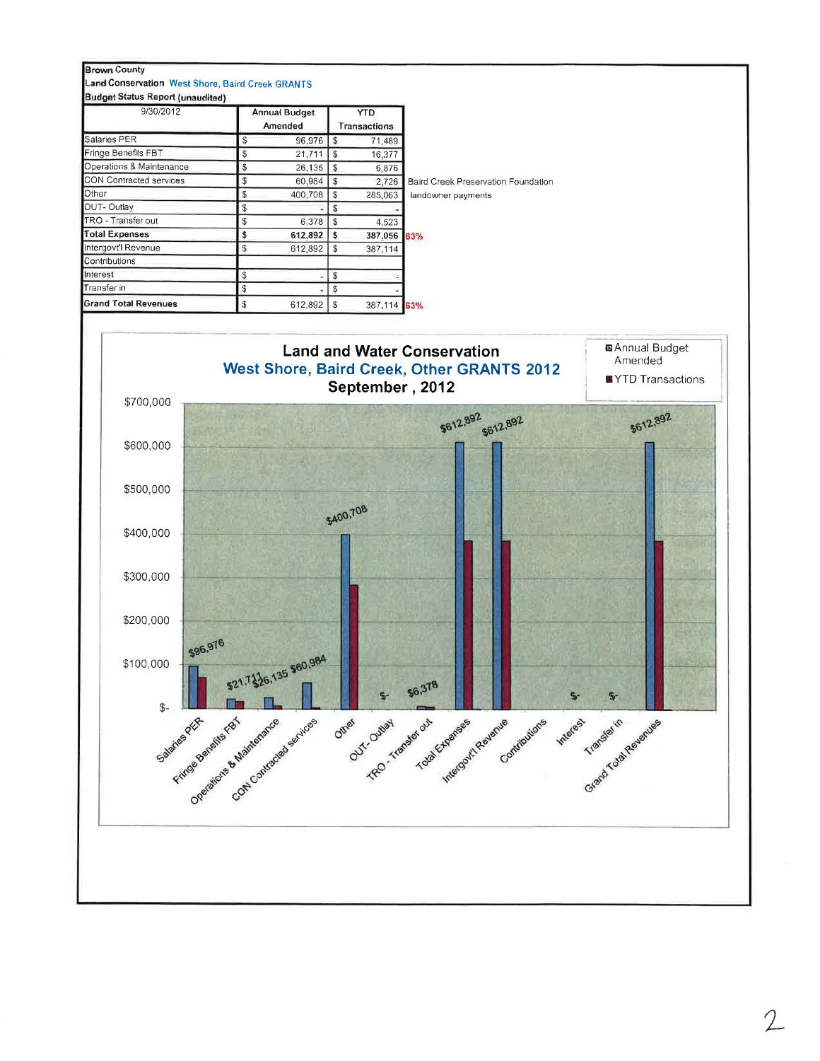**Brown County**
**Land Conservation** West Shore, Baird Creek GRANTS
**Budget Status Report (unaudited)**

| 9/30/2012 | Annual Budget Amended | YTD Transactions | |
|---|---|---|---|
| Salaries PER | $ 96,976 | $ 71,489 | |
| Fringe Benefits FBT | $ 21,711 | $ 16,377 | |
| Operations & Maintenance | $ 26,135 | $ 6,876 | |
| CON Contracted services | $ 60,984 | $ 2,726 | Baird Creek Preservation Foundation |
| Other | $ 400,708 | $ 285,063 | landowner payments |
| OUT- Outlay | $ - | $ - | |
| TRO - Transfer out | $ 6,378 | $ 4,523 | |
| **Total Expenses** | **$ 612,892** | **$ 387,056** | 63% |
| Intergovt'l Revenue | $ 612,892 | $ 387,114 | |
| Contributions | | | |
| Interest | $ - | $ - | |
| Transfer in | $ - | $ - | |
| **Grand Total Revenues** | $ 612,892 | $ 387,114 | 63% |

**Land and Water Conservation**
West Shore, Baird Creek, Other GRANTS 2012
**September , 2012**

| Category | Annual Budget Amended |
|---|---|
| Salaries PER | $96,976 |
| Fringe Benefits FBT | $21,711 |
| Operations & Maintenance | $26,135 |
| CON Contracted services | $60,984 |
| Other | $400,708 |
| OUT- Outlay | $- |
| TRO - Transfer out | $6,378 |
| Total Expenses | $612,892 |
| Intergovt'l Revenue | $612,892 |
| Contributions | |
| Interest | $- |
| Transfer in | $- |
| Grand Total Revenues | $612,892 |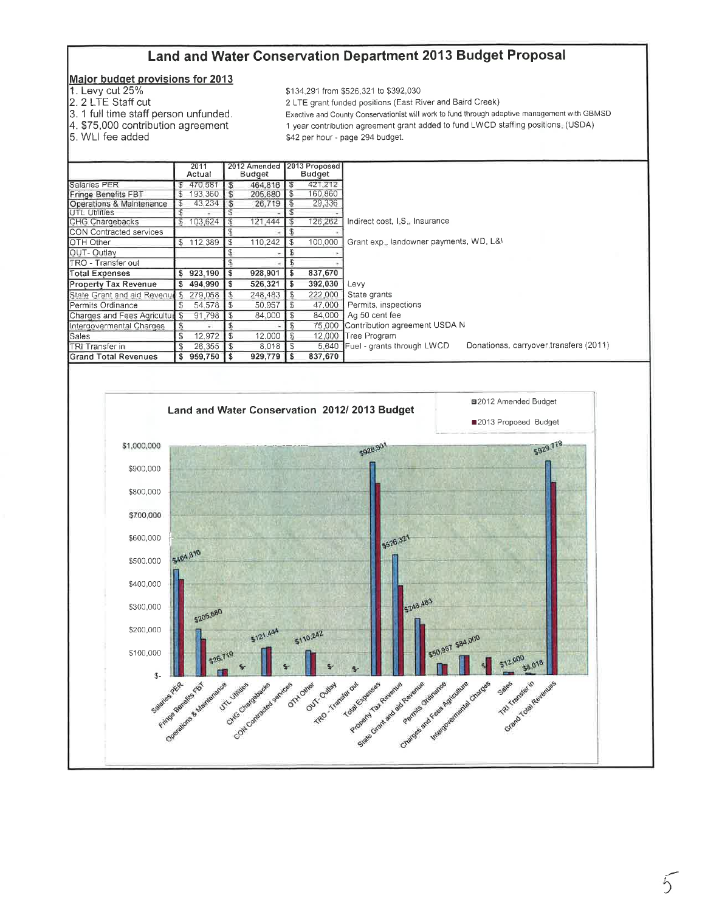# Land and Water Conservation Department 2013 Budget Proposal

**Major budget provisions for 2013**

1. Levy cut 25% — $134,291 from $526,321 to $392,030
2. 2 LTE Staff cut — 2 LTE grant funded positions (East River and Baird Creek)
3. 1 full time staff person unfunded. — Exective and County Conservationist will work to fund through adaptive management with GBMSD
4. $75,000 contribution agreement — 1 year contribution agreement grant added to fund LWCD staffing positions. (USDA)
5. WLI fee added — $42 per hour - page 294 budget.

| | 2011 Actual | 2012 Amended Budget | 2013 Proposed Budget | |
|---|---|---|---|---|
| Salaries PER | $ 470,581 | $ 464,816 | $ 421,212 | |
| Fringe Benefits FBT | $ 193,360 | $ 205,680 | $ 160,860 | |
| Operations & Maintenance | $ 43,234 | $ 26,719 | $ 29,336 | |
| UTL Utilities | $ - | $ - | $ - | |
| CHG Chargebacks | $ 103,624 | $ 121,444 | $ 126,262 | Indirect cost, I.S., Insurance |
| CON Contracted services | | $ - | $ - | |
| OTH Other | $ 112,389 | $ 110,242 | $ 100,000 | Grant exp., landowner payments, WD, L&\ |
| OUT- Outlay | | $ - | $ - | |
| TRO - Transfer out | | $ - | $ - | |
| **Total Expenses** | **$ 923,190** | **$ 928,901** | **$ 837,670** | |
| **Property Tax Revenue** | **$ 494,990** | **$ 526,321** | **$ 392,030** | Levy |
| State Grant and aid Revenue | $ 279,058 | $ 248,483 | $ 222,000 | State grants |
| Permits Ordinance | $ 54,578 | $ 50,957 | $ 47,000 | Permits, inspections |
| Charges and Fees Agriculture | $ 91,798 | $ 84,000 | $ 84,000 | Ag 50 cent fee |
| Intergovermental Charges | $ - | $ - | $ 75,000 | Contribution agreement USDA N |
| Sales | $ 12,972 | $ 12,000 | $ 12,000 | Tree Program |
| TRI Transfer in | $ 26,355 | $ 8,018 | $ 5,640 | Fuel - grants through LWCD — Donationss, carryover,transfers (2011) |
| **Grand Total Revenues** | **$ 959,750** | **$ 929,779** | **$ 837,670** | |

**Land and Water Conservation 2012/ 2013 Budget**

Legend: 2012 Amended Budget; 2013 Proposed Budget

Categories: Salaries PER, Fringe Benefits FBT, Operations & Maintenance, UTL Utilities, CHG Chargebacks, CON Contracted services, OTH Other, OUT- Outlay, TRO - Transfer out, Total Expenses, Property Tax Revenue, State Grant and aid Revenue, Permits Ordinance, Charges and Fees Agriculture, Intergovermental Charges, Sales, TRI Transfer in, Grand Total Revenues

Labels: $464,816; $205,680; $26,719; $-; $121,444; $-; $110,242; $-; $-; $928,901; $526,321; $248,483; $50,957; $84,000; $-; $12,000; $8,018; $929,779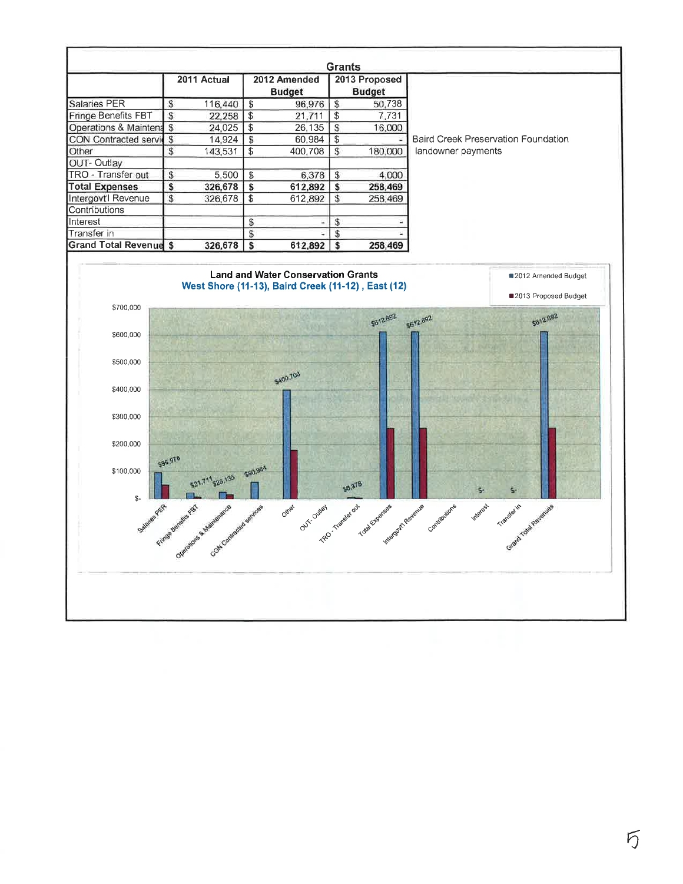## Grants

| | 2011 Actual | 2012 Amended Budget | 2013 Proposed Budget | |
|---|---|---|---|---|
| Salaries PER | $ 116,440 | $ 96,976 | $ 50,738 | |
| Fringe Benefits FBT | $ 22,258 | $ 21,711 | $ 7,731 | |
| Operations & Maintena | $ 24,025 | $ 26,135 | $ 16,000 | |
| CON Contracted servi | $ 14,924 | $ 60,984 | $ - | Baird Creek Preservation Foundation |
| Other | $ 143,531 | $ 400,708 | $ 180,000 | landowner payments |
| OUT- Outlay | | | | |
| TRO - Transfer out | $ 5,500 | $ 6,378 | $ 4,000 | |
| **Total Expenses** | **$ 326,678** | **$ 612,892** | **$ 258,469** | |
| Intergovt'l Revenue | $ 326,678 | $ 612,892 | $ 258,469 | |
| Contributions | | | | |
| Interest | | $ - | $ - | |
| Transfer in | | $ - | $ - | |
| **Grand Total Revenue** | **$ 326,678** | **$ 612,892** | **$ 258,469** | |

**Land and Water Conservation Grants**

West Shore (11-13), Baird Creek (11-12) , East (12)

2012 Amended Budget
2013 Proposed Budget

$700,000
$600,000
$500,000
$400,000
$300,000
$200,000
$100,000
$-

$96,976
$21,711
$26,135
$60,984
$400,708
$6,378
$612,892
$612,892
$-
$-
$612,892

Salaries PER
Fringe Benefits FBT
Operations & Maintenance
CON Contracted services
Other
OUT- Outlay
TRO - Transfer out
Total Expenses
Intergov't Revenue
Contributions
Interest
Transfer in
Grand Total Revenues